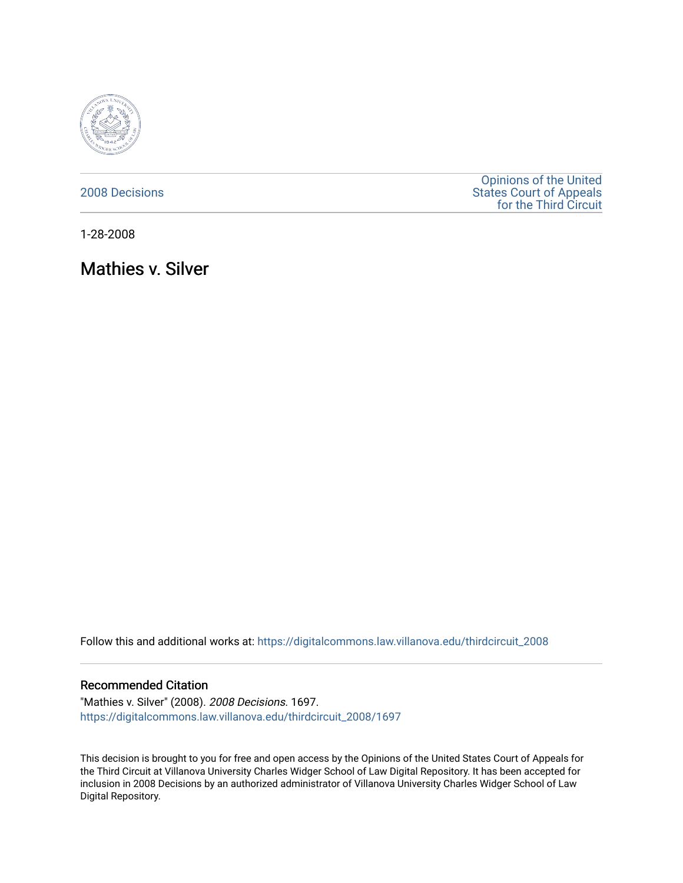2008 Decisions

Opinions of the United States Court of Appeals for the Third Circuit

1-28-2008

# Mathies v. Silver

Follow this and additional works at: https://digitalcommons.law.villanova.edu/thirdcircuit_2008

## Recommended Citation

"Mathies v. Silver" (2008). *2008 Decisions*. 1697.
https://digitalcommons.law.villanova.edu/thirdcircuit_2008/1697

This decision is brought to you for free and open access by the Opinions of the United States Court of Appeals for the Third Circuit at Villanova University Charles Widger School of Law Digital Repository. It has been accepted for inclusion in 2008 Decisions by an authorized administrator of Villanova University Charles Widger School of Law Digital Repository.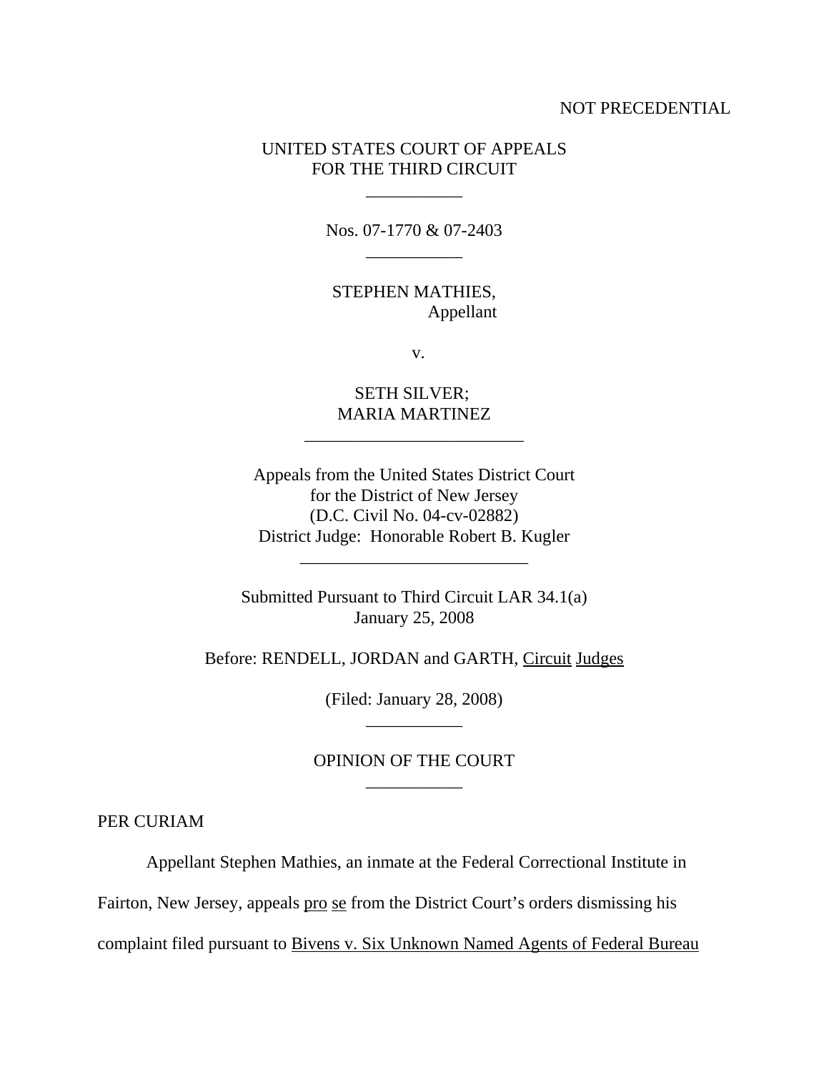NOT PRECEDENTIAL

UNITED STATES COURT OF APPEALS
FOR THE THIRD CIRCUIT

---

Nos. 07-1770 & 07-2403

---

STEPHEN MATHIES,
Appellant

v.

SETH SILVER;
MARIA MARTINEZ

---

Appeals from the United States District Court
for the District of New Jersey
(D.C. Civil No. 04-cv-02882)
District Judge: Honorable Robert B. Kugler

---

Submitted Pursuant to Third Circuit LAR 34.1(a)
January 25, 2008

Before: RENDELL, JORDAN and GARTH, Circuit Judges

(Filed: January 28, 2008)

---

OPINION OF THE COURT

---

PER CURIAM

Appellant Stephen Mathies, an inmate at the Federal Correctional Institute in Fairton, New Jersey, appeals pro se from the District Court's orders dismissing his complaint filed pursuant to Bivens v. Six Unknown Named Agents of Federal Bureau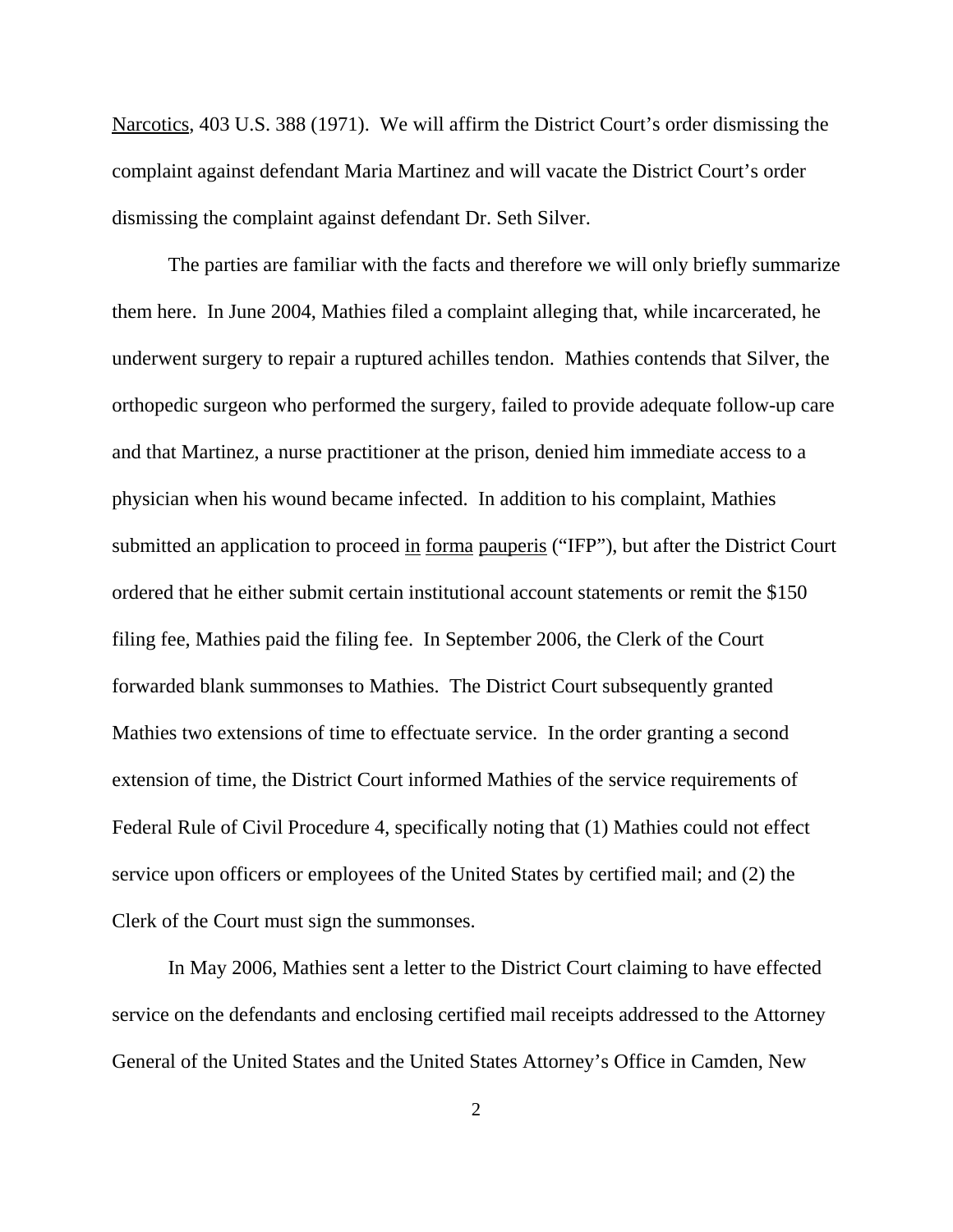Narcotics, 403 U.S. 388 (1971). We will affirm the District Court's order dismissing the complaint against defendant Maria Martinez and will vacate the District Court's order dismissing the complaint against defendant Dr. Seth Silver.

The parties are familiar with the facts and therefore we will only briefly summarize them here. In June 2004, Mathies filed a complaint alleging that, while incarcerated, he underwent surgery to repair a ruptured achilles tendon. Mathies contends that Silver, the orthopedic surgeon who performed the surgery, failed to provide adequate follow-up care and that Martinez, a nurse practitioner at the prison, denied him immediate access to a physician when his wound became infected. In addition to his complaint, Mathies submitted an application to proceed in forma pauperis ("IFP"), but after the District Court ordered that he either submit certain institutional account statements or remit the $150 filing fee, Mathies paid the filing fee. In September 2006, the Clerk of the Court forwarded blank summonses to Mathies. The District Court subsequently granted Mathies two extensions of time to effectuate service. In the order granting a second extension of time, the District Court informed Mathies of the service requirements of Federal Rule of Civil Procedure 4, specifically noting that (1) Mathies could not effect service upon officers or employees of the United States by certified mail; and (2) the Clerk of the Court must sign the summonses.

In May 2006, Mathies sent a letter to the District Court claiming to have effected service on the defendants and enclosing certified mail receipts addressed to the Attorney General of the United States and the United States Attorney's Office in Camden, New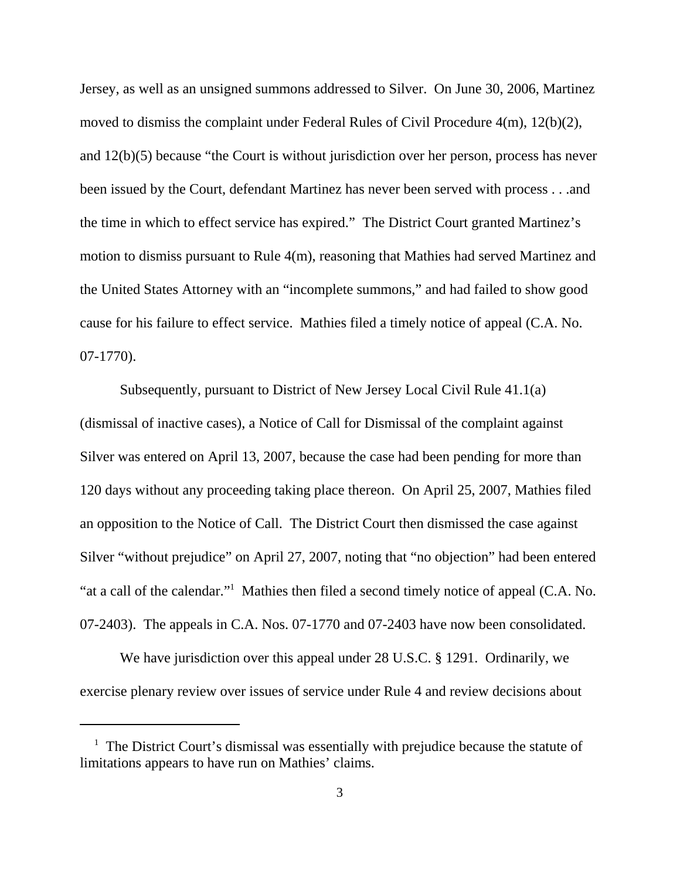Jersey, as well as an unsigned summons addressed to Silver. On June 30, 2006, Martinez moved to dismiss the complaint under Federal Rules of Civil Procedure 4(m), 12(b)(2), and 12(b)(5) because "the Court is without jurisdiction over her person, process has never been issued by the Court, defendant Martinez has never been served with process . . .and the time in which to effect service has expired." The District Court granted Martinez's motion to dismiss pursuant to Rule 4(m), reasoning that Mathies had served Martinez and the United States Attorney with an "incomplete summons," and had failed to show good cause for his failure to effect service. Mathies filed a timely notice of appeal (C.A. No. 07-1770).

Subsequently, pursuant to District of New Jersey Local Civil Rule 41.1(a) (dismissal of inactive cases), a Notice of Call for Dismissal of the complaint against Silver was entered on April 13, 2007, because the case had been pending for more than 120 days without any proceeding taking place thereon. On April 25, 2007, Mathies filed an opposition to the Notice of Call. The District Court then dismissed the case against Silver "without prejudice" on April 27, 2007, noting that "no objection" had been entered "at a call of the calendar."[1] Mathies then filed a second timely notice of appeal (C.A. No. 07-2403). The appeals in C.A. Nos. 07-1770 and 07-2403 have now been consolidated.

We have jurisdiction over this appeal under 28 U.S.C. § 1291. Ordinarily, we exercise plenary review over issues of service under Rule 4 and review decisions about

[1] The District Court's dismissal was essentially with prejudice because the statute of limitations appears to have run on Mathies' claims.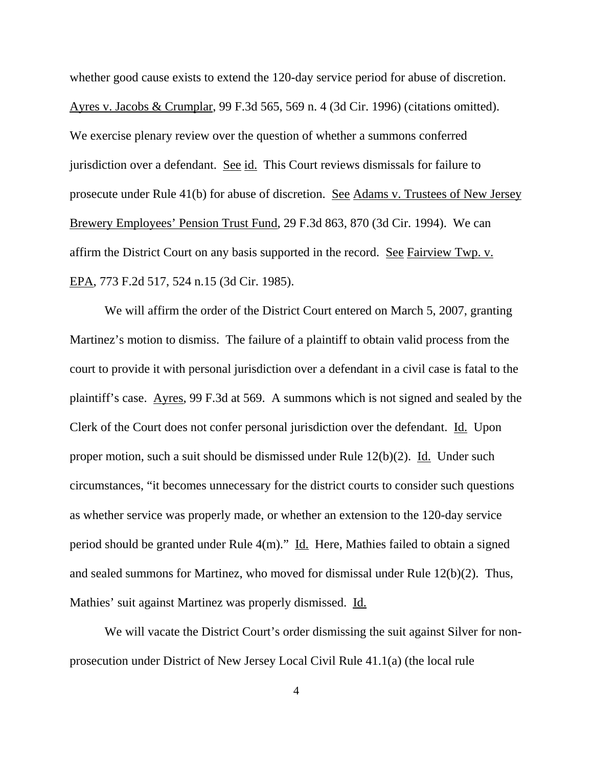whether good cause exists to extend the 120-day service period for abuse of discretion. Ayres v. Jacobs & Crumplar, 99 F.3d 565, 569 n. 4 (3d Cir. 1996) (citations omitted). We exercise plenary review over the question of whether a summons conferred jurisdiction over a defendant. See id. This Court reviews dismissals for failure to prosecute under Rule 41(b) for abuse of discretion. See Adams v. Trustees of New Jersey Brewery Employees' Pension Trust Fund, 29 F.3d 863, 870 (3d Cir. 1994). We can affirm the District Court on any basis supported in the record. See Fairview Twp. v. EPA, 773 F.2d 517, 524 n.15 (3d Cir. 1985).

We will affirm the order of the District Court entered on March 5, 2007, granting Martinez's motion to dismiss. The failure of a plaintiff to obtain valid process from the court to provide it with personal jurisdiction over a defendant in a civil case is fatal to the plaintiff's case. Ayres, 99 F.3d at 569. A summons which is not signed and sealed by the Clerk of the Court does not confer personal jurisdiction over the defendant. Id. Upon proper motion, such a suit should be dismissed under Rule 12(b)(2). Id. Under such circumstances, "it becomes unnecessary for the district courts to consider such questions as whether service was properly made, or whether an extension to the 120-day service period should be granted under Rule 4(m)." Id. Here, Mathies failed to obtain a signed and sealed summons for Martinez, who moved for dismissal under Rule 12(b)(2). Thus, Mathies' suit against Martinez was properly dismissed. Id.

We will vacate the District Court's order dismissing the suit against Silver for non-prosecution under District of New Jersey Local Civil Rule 41.1(a) (the local rule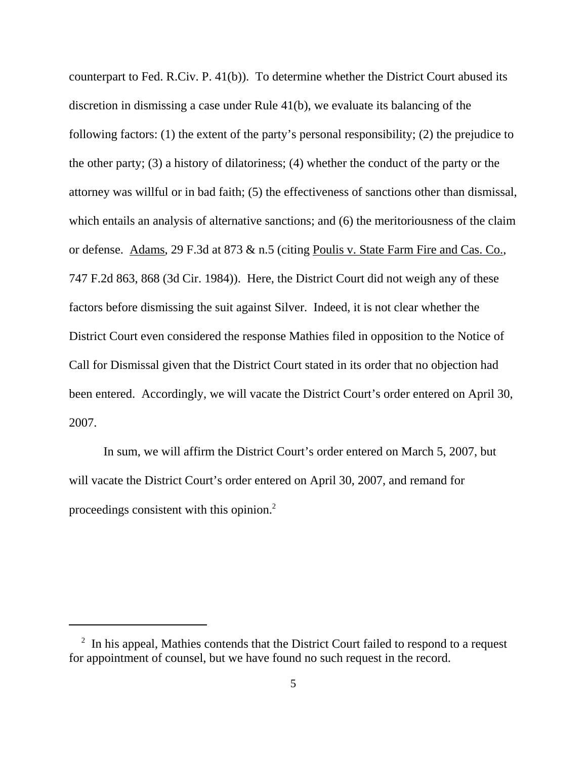counterpart to Fed. R.Civ. P. 41(b)). To determine whether the District Court abused its discretion in dismissing a case under Rule 41(b), we evaluate its balancing of the following factors: (1) the extent of the party's personal responsibility; (2) the prejudice to the other party; (3) a history of dilatoriness; (4) whether the conduct of the party or the attorney was willful or in bad faith; (5) the effectiveness of sanctions other than dismissal, which entails an analysis of alternative sanctions; and (6) the meritoriousness of the claim or defense. Adams, 29 F.3d at 873 & n.5 (citing Poulis v. State Farm Fire and Cas. Co., 747 F.2d 863, 868 (3d Cir. 1984)). Here, the District Court did not weigh any of these factors before dismissing the suit against Silver. Indeed, it is not clear whether the District Court even considered the response Mathies filed in opposition to the Notice of Call for Dismissal given that the District Court stated in its order that no objection had been entered. Accordingly, we will vacate the District Court's order entered on April 30, 2007.

In sum, we will affirm the District Court's order entered on March 5, 2007, but will vacate the District Court's order entered on April 30, 2007, and remand for proceedings consistent with this opinion.[2]

---

[2] In his appeal, Mathies contends that the District Court failed to respond to a request for appointment of counsel, but we have found no such request in the record.